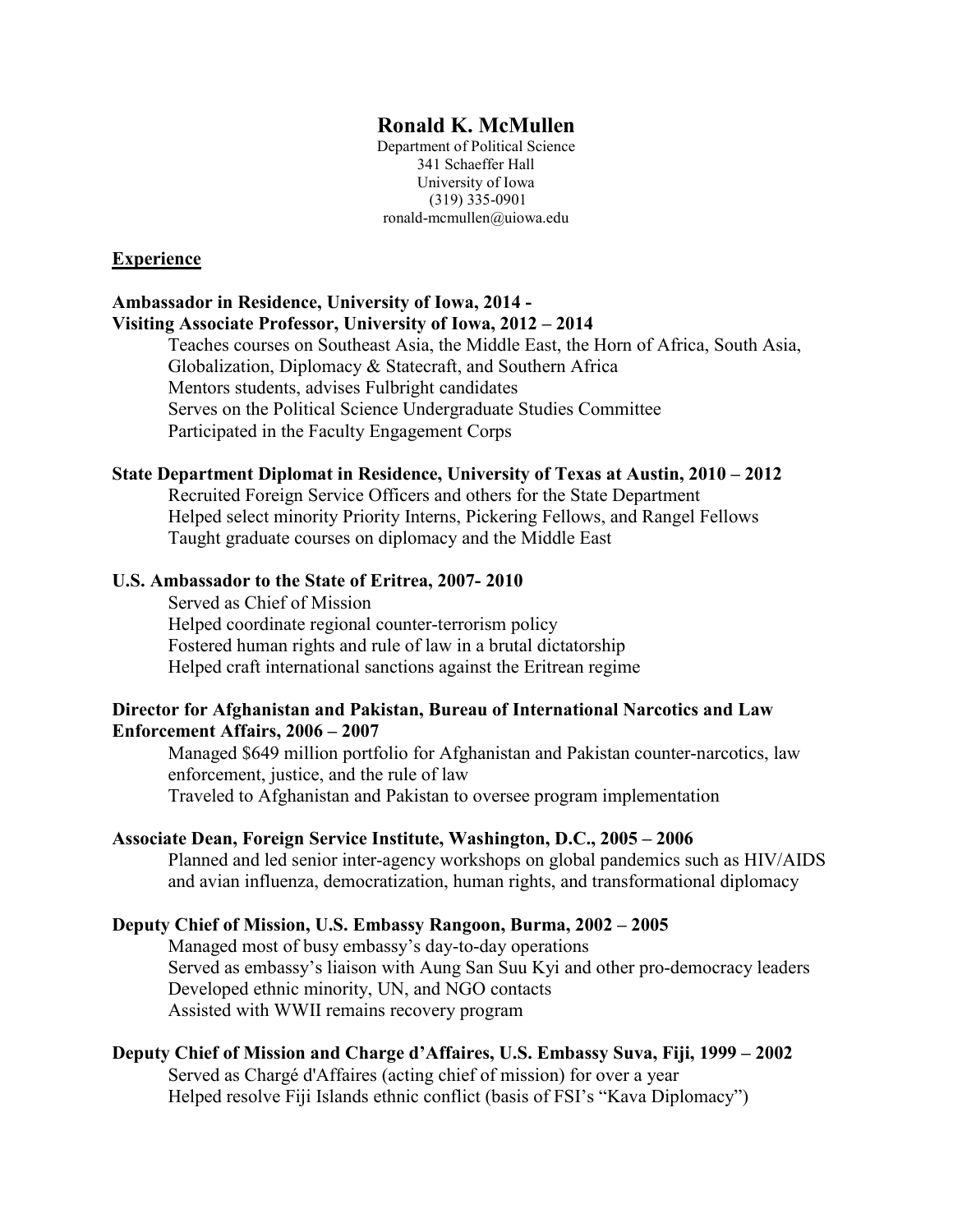# Ronald K. McMullen

Department of Political Science
341 Schaeffer Hall
University of Iowa
(319) 335-0901
ronald-mcmullen@uiowa.edu

## Experience

**Ambassador in Residence, University of Iowa, 2014 -**
**Visiting Associate Professor, University of Iowa, 2012 – 2014**

Teaches courses on Southeast Asia, the Middle East, the Horn of Africa, South Asia, Globalization, Diplomacy & Statecraft, and Southern Africa
Mentors students, advises Fulbright candidates
Serves on the Political Science Undergraduate Studies Committee
Participated in the Faculty Engagement Corps

**State Department Diplomat in Residence, University of Texas at Austin, 2010 – 2012**

Recruited Foreign Service Officers and others for the State Department
Helped select minority Priority Interns, Pickering Fellows, and Rangel Fellows
Taught graduate courses on diplomacy and the Middle East

**U.S. Ambassador to the State of Eritrea, 2007- 2010**

Served as Chief of Mission
Helped coordinate regional counter-terrorism policy
Fostered human rights and rule of law in a brutal dictatorship
Helped craft international sanctions against the Eritrean regime

**Director for Afghanistan and Pakistan, Bureau of International Narcotics and Law Enforcement Affairs, 2006 – 2007**

Managed $649 million portfolio for Afghanistan and Pakistan counter-narcotics, law enforcement, justice, and the rule of law
Traveled to Afghanistan and Pakistan to oversee program implementation

**Associate Dean, Foreign Service Institute, Washington, D.C., 2005 – 2006**

Planned and led senior inter-agency workshops on global pandemics such as HIV/AIDS and avian influenza, democratization, human rights, and transformational diplomacy

**Deputy Chief of Mission, U.S. Embassy Rangoon, Burma, 2002 – 2005**

Managed most of busy embassy's day-to-day operations
Served as embassy's liaison with Aung San Suu Kyi and other pro-democracy leaders
Developed ethnic minority, UN, and NGO contacts
Assisted with WWII remains recovery program

**Deputy Chief of Mission and Charge d'Affaires, U.S. Embassy Suva, Fiji, 1999 – 2002**

Served as Chargé d'Affaires (acting chief of mission) for over a year
Helped resolve Fiji Islands ethnic conflict (basis of FSI's "Kava Diplomacy")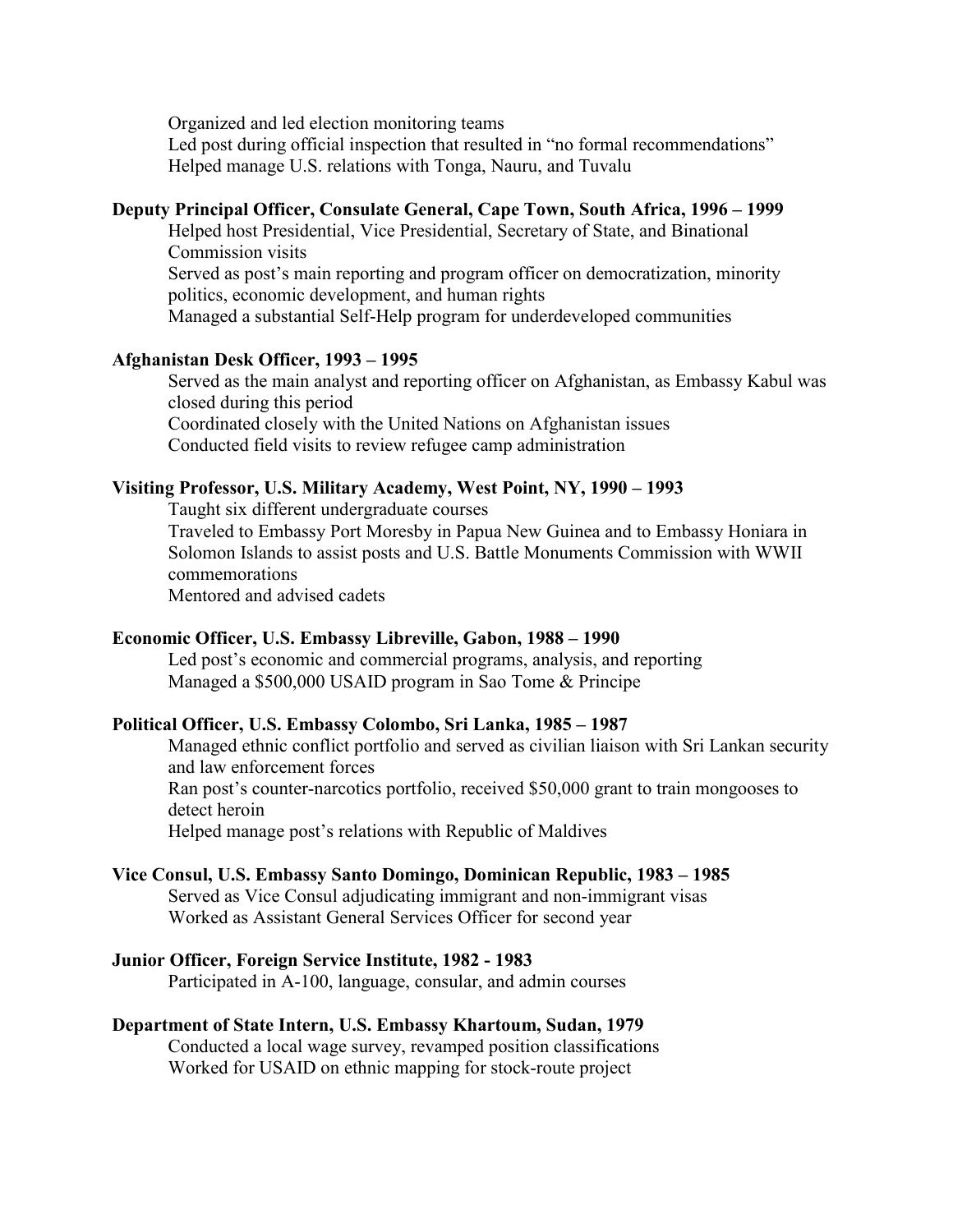Organized and led election monitoring teams
Led post during official inspection that resulted in "no formal recommendations"
Helped manage U.S. relations with Tonga, Nauru, and Tuvalu

**Deputy Principal Officer, Consulate General, Cape Town, South Africa, 1996 – 1999**

Helped host Presidential, Vice Presidential, Secretary of State, and Binational Commission visits
Served as post's main reporting and program officer on democratization, minority politics, economic development, and human rights
Managed a substantial Self-Help program for underdeveloped communities

**Afghanistan Desk Officer, 1993 – 1995**

Served as the main analyst and reporting officer on Afghanistan, as Embassy Kabul was closed during this period
Coordinated closely with the United Nations on Afghanistan issues
Conducted field visits to review refugee camp administration

**Visiting Professor, U.S. Military Academy, West Point, NY, 1990 – 1993**

Taught six different undergraduate courses
Traveled to Embassy Port Moresby in Papua New Guinea and to Embassy Honiara in Solomon Islands to assist posts and U.S. Battle Monuments Commission with WWII commemorations
Mentored and advised cadets

**Economic Officer, U.S. Embassy Libreville, Gabon, 1988 – 1990**

Led post's economic and commercial programs, analysis, and reporting
Managed a $500,000 USAID program in Sao Tome & Principe

**Political Officer, U.S. Embassy Colombo, Sri Lanka, 1985 – 1987**

Managed ethnic conflict portfolio and served as civilian liaison with Sri Lankan security and law enforcement forces
Ran post's counter-narcotics portfolio, received $50,000 grant to train mongooses to detect heroin
Helped manage post's relations with Republic of Maldives

**Vice Consul, U.S. Embassy Santo Domingo, Dominican Republic, 1983 – 1985**

Served as Vice Consul adjudicating immigrant and non-immigrant visas
Worked as Assistant General Services Officer for second year

**Junior Officer, Foreign Service Institute, 1982 - 1983**

Participated in A-100, language, consular, and admin courses

**Department of State Intern, U.S. Embassy Khartoum, Sudan, 1979**

Conducted a local wage survey, revamped position classifications
Worked for USAID on ethnic mapping for stock-route project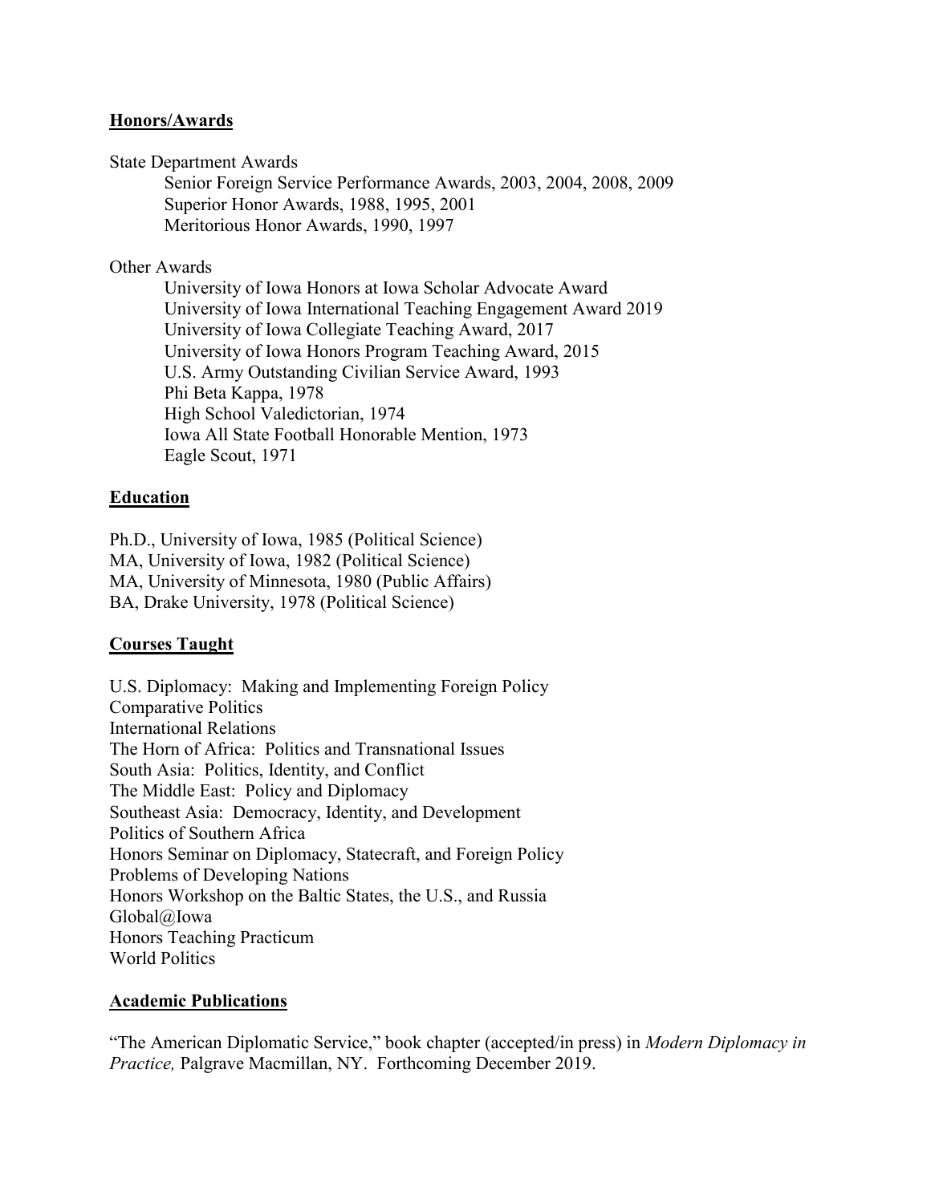## Honors/Awards

State Department Awards

- Senior Foreign Service Performance Awards, 2003, 2004, 2008, 2009
- Superior Honor Awards, 1988, 1995, 2001
- Meritorious Honor Awards, 1990, 1997

Other Awards

- University of Iowa Honors at Iowa Scholar Advocate Award
- University of Iowa International Teaching Engagement Award 2019
- University of Iowa Collegiate Teaching Award, 2017
- University of Iowa Honors Program Teaching Award, 2015
- U.S. Army Outstanding Civilian Service Award, 1993
- Phi Beta Kappa, 1978
- High School Valedictorian, 1974
- Iowa All State Football Honorable Mention, 1973
- Eagle Scout, 1971

## Education

Ph.D., University of Iowa, 1985 (Political Science)
MA, University of Iowa, 1982 (Political Science)
MA, University of Minnesota, 1980 (Public Affairs)
BA, Drake University, 1978 (Political Science)

## Courses Taught

U.S. Diplomacy: Making and Implementing Foreign Policy
Comparative Politics
International Relations
The Horn of Africa: Politics and Transnational Issues
South Asia: Politics, Identity, and Conflict
The Middle East: Policy and Diplomacy
Southeast Asia: Democracy, Identity, and Development
Politics of Southern Africa
Honors Seminar on Diplomacy, Statecraft, and Foreign Policy
Problems of Developing Nations
Honors Workshop on the Baltic States, the U.S., and Russia
Global@Iowa
Honors Teaching Practicum
World Politics

## Academic Publications

"The American Diplomatic Service," book chapter (accepted/in press) in *Modern Diplomacy in Practice,* Palgrave Macmillan, NY. Forthcoming December 2019.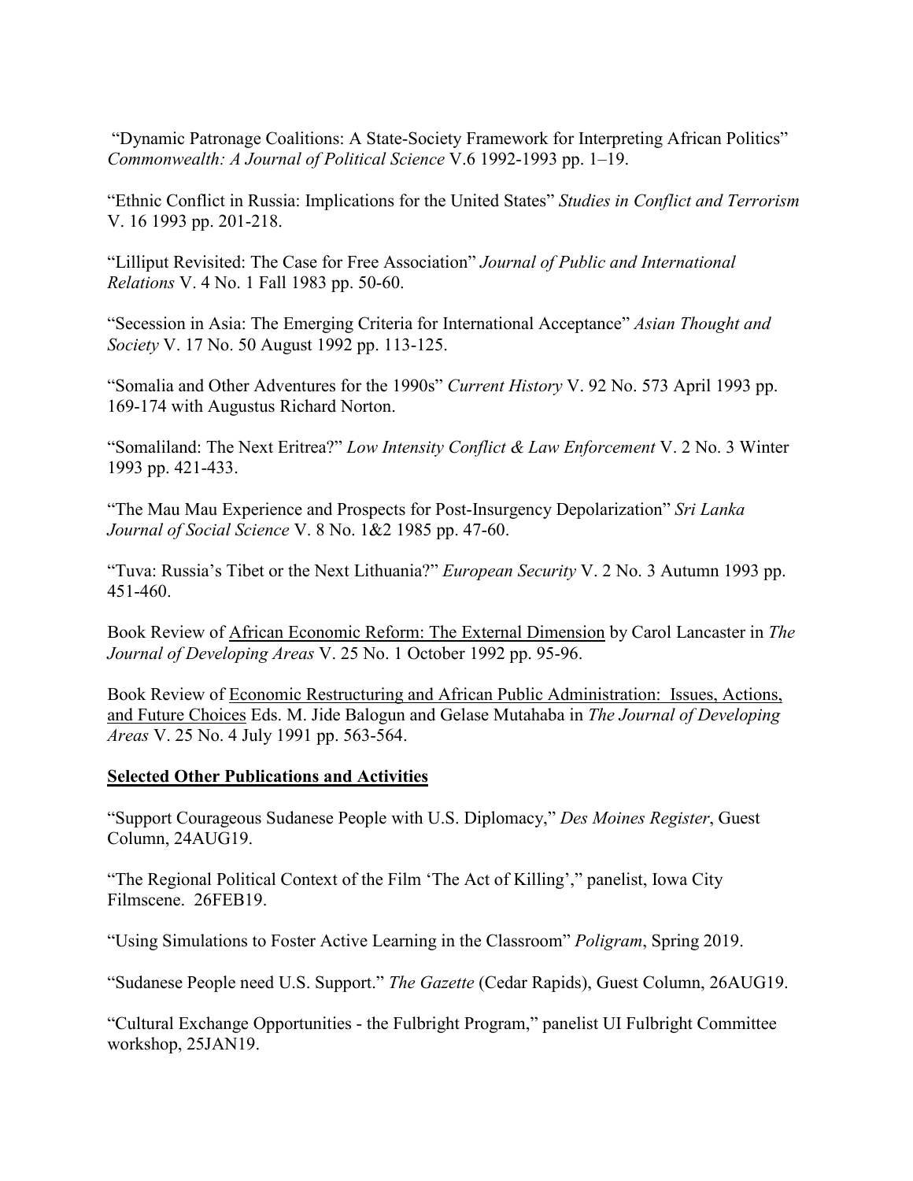"Dynamic Patronage Coalitions: A State-Society Framework for Interpreting African Politics" *Commonwealth: A Journal of Political Science* V.6 1992-1993 pp. 1–19.

"Ethnic Conflict in Russia: Implications for the United States" *Studies in Conflict and Terrorism* V. 16 1993 pp. 201-218.

"Lilliput Revisited: The Case for Free Association" *Journal of Public and International Relations* V. 4 No. 1 Fall 1983 pp. 50-60.

"Secession in Asia: The Emerging Criteria for International Acceptance" *Asian Thought and Society* V. 17 No. 50 August 1992 pp. 113-125.

"Somalia and Other Adventures for the 1990s" *Current History* V. 92 No. 573 April 1993 pp. 169-174 with Augustus Richard Norton.

"Somaliland: The Next Eritrea?" *Low Intensity Conflict & Law Enforcement* V. 2 No. 3 Winter 1993 pp. 421-433.

"The Mau Mau Experience and Prospects for Post-Insurgency Depolarization" *Sri Lanka Journal of Social Science* V. 8 No. 1&2 1985 pp. 47-60.

"Tuva: Russia's Tibet or the Next Lithuania?" *European Security* V. 2 No. 3 Autumn 1993 pp. 451-460.

Book Review of <u>African Economic Reform: The External Dimension</u> by Carol Lancaster in *The Journal of Developing Areas* V. 25 No. 1 October 1992 pp. 95-96.

Book Review of <u>Economic Restructuring and African Public Administration: Issues, Actions, and Future Choices</u> Eds. M. Jide Balogun and Gelase Mutahaba in *The Journal of Developing Areas* V. 25 No. 4 July 1991 pp. 563-564.

## Selected Other Publications and Activities

"Support Courageous Sudanese People with U.S. Diplomacy," *Des Moines Register*, Guest Column, 24AUG19.

"The Regional Political Context of the Film 'The Act of Killing'," panelist, Iowa City Filmscene. 26FEB19.

"Using Simulations to Foster Active Learning in the Classroom" *Poligram*, Spring 2019.

"Sudanese People need U.S. Support." *The Gazette* (Cedar Rapids), Guest Column, 26AUG19.

"Cultural Exchange Opportunities - the Fulbright Program," panelist UI Fulbright Committee workshop, 25JAN19.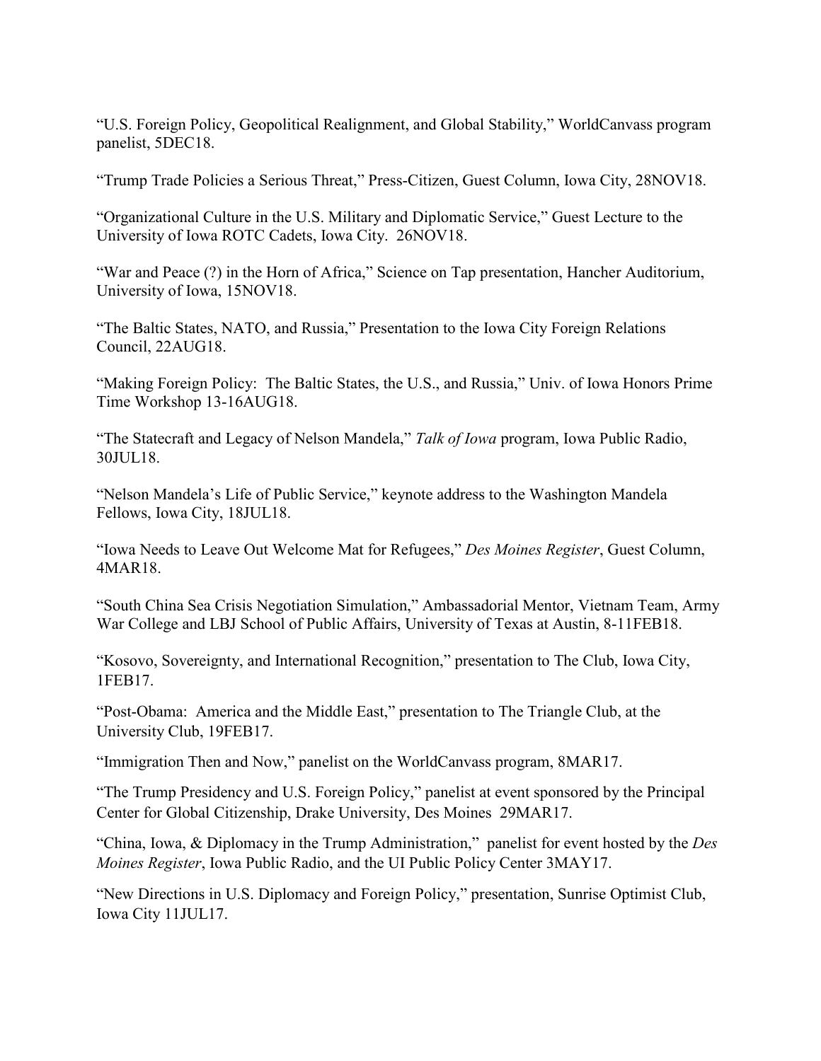“U.S. Foreign Policy, Geopolitical Realignment, and Global Stability,” WorldCanvass program panelist, 5DEC18.

“Trump Trade Policies a Serious Threat,” Press-Citizen, Guest Column, Iowa City, 28NOV18.

“Organizational Culture in the U.S. Military and Diplomatic Service,” Guest Lecture to the University of Iowa ROTC Cadets, Iowa City. 26NOV18.

“War and Peace (?) in the Horn of Africa,” Science on Tap presentation, Hancher Auditorium, University of Iowa, 15NOV18.

“The Baltic States, NATO, and Russia,” Presentation to the Iowa City Foreign Relations Council, 22AUG18.

“Making Foreign Policy: The Baltic States, the U.S., and Russia,” Univ. of Iowa Honors Prime Time Workshop 13-16AUG18.

“The Statecraft and Legacy of Nelson Mandela,” *Talk of Iowa* program, Iowa Public Radio, 30JUL18.

“Nelson Mandela’s Life of Public Service,” keynote address to the Washington Mandela Fellows, Iowa City, 18JUL18.

“Iowa Needs to Leave Out Welcome Mat for Refugees,” *Des Moines Register*, Guest Column, 4MAR18.

“South China Sea Crisis Negotiation Simulation,” Ambassadorial Mentor, Vietnam Team, Army War College and LBJ School of Public Affairs, University of Texas at Austin, 8-11FEB18.

“Kosovo, Sovereignty, and International Recognition,” presentation to The Club, Iowa City, 1FEB17.

“Post-Obama: America and the Middle East,” presentation to The Triangle Club, at the University Club, 19FEB17.

“Immigration Then and Now,” panelist on the WorldCanvass program, 8MAR17.

“The Trump Presidency and U.S. Foreign Policy,” panelist at event sponsored by the Principal Center for Global Citizenship, Drake University, Des Moines 29MAR17.

“China, Iowa, & Diplomacy in the Trump Administration,” panelist for event hosted by the *Des Moines Register*, Iowa Public Radio, and the UI Public Policy Center 3MAY17.

“New Directions in U.S. Diplomacy and Foreign Policy,” presentation, Sunrise Optimist Club, Iowa City 11JUL17.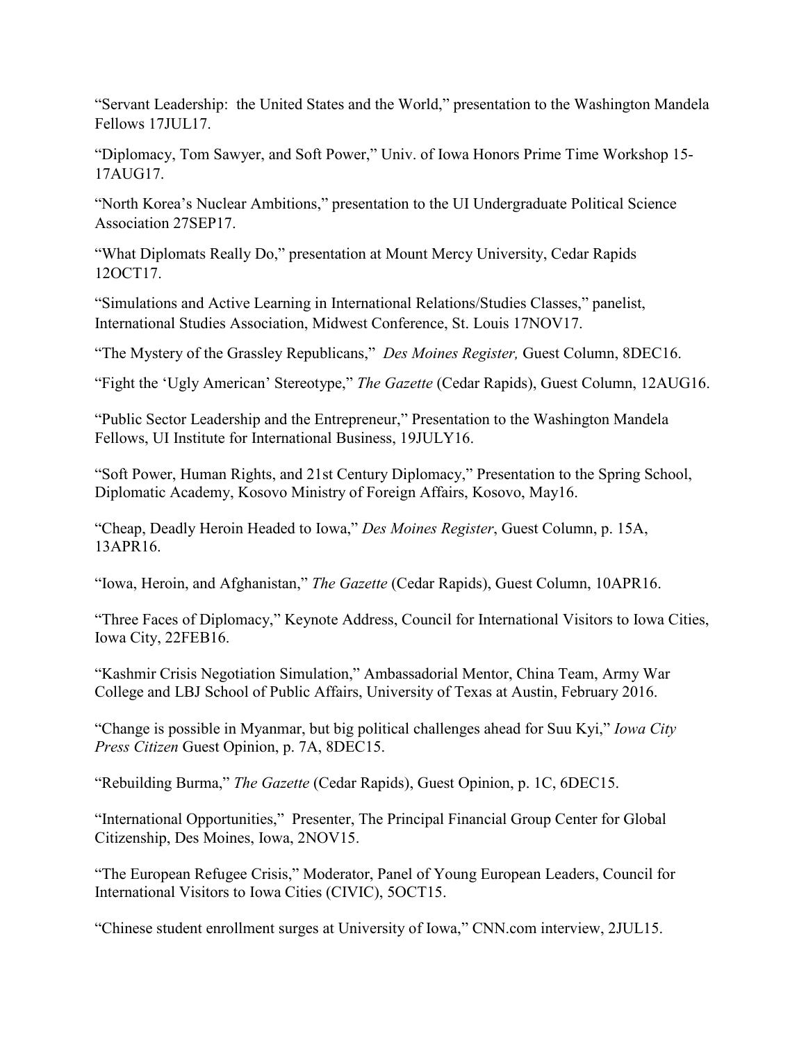"Servant Leadership: the United States and the World," presentation to the Washington Mandela Fellows 17JUL17.

"Diplomacy, Tom Sawyer, and Soft Power," Univ. of Iowa Honors Prime Time Workshop 15-17AUG17.

"North Korea's Nuclear Ambitions," presentation to the UI Undergraduate Political Science Association 27SEP17.

"What Diplomats Really Do," presentation at Mount Mercy University, Cedar Rapids 12OCT17.

"Simulations and Active Learning in International Relations/Studies Classes," panelist, International Studies Association, Midwest Conference, St. Louis 17NOV17.

"The Mystery of the Grassley Republicans," *Des Moines Register,* Guest Column, 8DEC16.

"Fight the 'Ugly American' Stereotype," *The Gazette* (Cedar Rapids), Guest Column, 12AUG16.

"Public Sector Leadership and the Entrepreneur," Presentation to the Washington Mandela Fellows, UI Institute for International Business, 19JULY16.

"Soft Power, Human Rights, and 21st Century Diplomacy," Presentation to the Spring School, Diplomatic Academy, Kosovo Ministry of Foreign Affairs, Kosovo, May16.

"Cheap, Deadly Heroin Headed to Iowa," *Des Moines Register*, Guest Column, p. 15A, 13APR16.

"Iowa, Heroin, and Afghanistan," *The Gazette* (Cedar Rapids), Guest Column, 10APR16.

"Three Faces of Diplomacy," Keynote Address, Council for International Visitors to Iowa Cities, Iowa City, 22FEB16.

"Kashmir Crisis Negotiation Simulation," Ambassadorial Mentor, China Team, Army War College and LBJ School of Public Affairs, University of Texas at Austin, February 2016.

"Change is possible in Myanmar, but big political challenges ahead for Suu Kyi," *Iowa City Press Citizen* Guest Opinion, p. 7A, 8DEC15.

"Rebuilding Burma," *The Gazette* (Cedar Rapids), Guest Opinion, p. 1C, 6DEC15.

"International Opportunities," Presenter, The Principal Financial Group Center for Global Citizenship, Des Moines, Iowa, 2NOV15.

"The European Refugee Crisis," Moderator, Panel of Young European Leaders, Council for International Visitors to Iowa Cities (CIVIC), 5OCT15.

"Chinese student enrollment surges at University of Iowa," CNN.com interview, 2JUL15.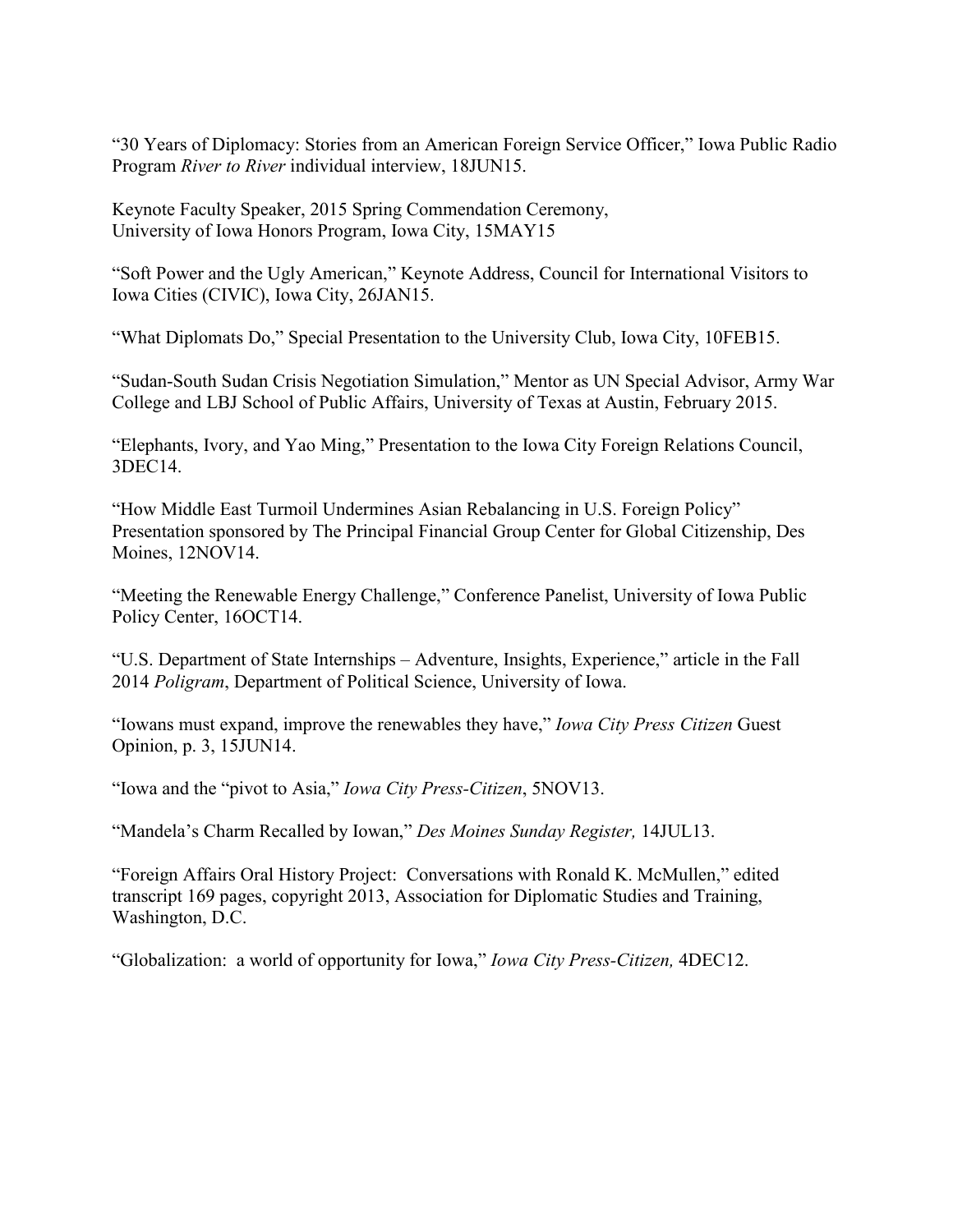"30 Years of Diplomacy: Stories from an American Foreign Service Officer," Iowa Public Radio Program *River to River* individual interview, 18JUN15.

Keynote Faculty Speaker, 2015 Spring Commendation Ceremony,
University of Iowa Honors Program, Iowa City, 15MAY15

"Soft Power and the Ugly American," Keynote Address, Council for International Visitors to Iowa Cities (CIVIC), Iowa City, 26JAN15.

"What Diplomats Do," Special Presentation to the University Club, Iowa City, 10FEB15.

"Sudan-South Sudan Crisis Negotiation Simulation," Mentor as UN Special Advisor, Army War College and LBJ School of Public Affairs, University of Texas at Austin, February 2015.

"Elephants, Ivory, and Yao Ming," Presentation to the Iowa City Foreign Relations Council, 3DEC14.

"How Middle East Turmoil Undermines Asian Rebalancing in U.S. Foreign Policy" Presentation sponsored by The Principal Financial Group Center for Global Citizenship, Des Moines, 12NOV14.

"Meeting the Renewable Energy Challenge," Conference Panelist, University of Iowa Public Policy Center, 16OCT14.

"U.S. Department of State Internships – Adventure, Insights, Experience," article in the Fall 2014 *Poligram*, Department of Political Science, University of Iowa.

"Iowans must expand, improve the renewables they have," *Iowa City Press Citizen* Guest Opinion, p. 3, 15JUN14.

"Iowa and the "pivot to Asia," *Iowa City Press-Citizen*, 5NOV13.

"Mandela's Charm Recalled by Iowan," *Des Moines Sunday Register,* 14JUL13.

"Foreign Affairs Oral History Project: Conversations with Ronald K. McMullen," edited transcript 169 pages, copyright 2013, Association for Diplomatic Studies and Training, Washington, D.C.

"Globalization: a world of opportunity for Iowa," *Iowa City Press-Citizen,* 4DEC12.